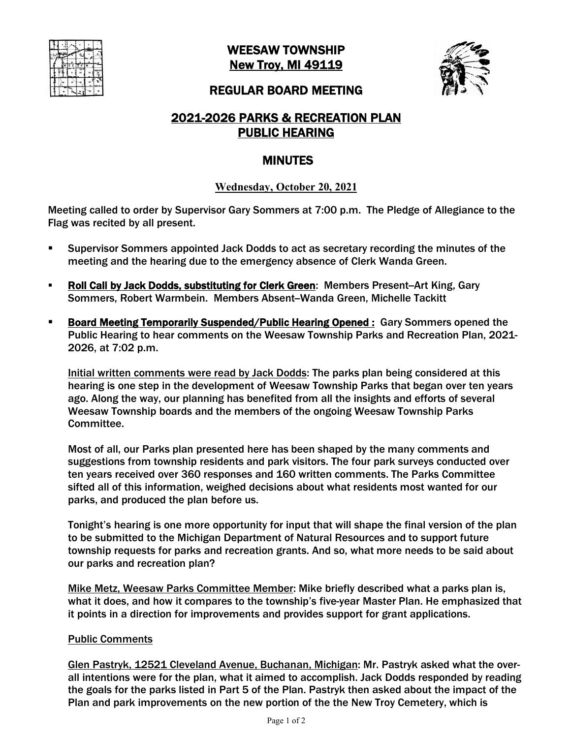# WEESAW TOWNSHIP
## New Troy, MI 49119

## REGULAR BOARD MEETING

## 2021-2026 PARKS & RECREATION PLAN
## PUBLIC HEARING

## MINUTES

**Wednesday, October 20, 2021**

Meeting called to order by Supervisor Gary Sommers at 7:00 p.m. The Pledge of Allegiance to the Flag was recited by all present.

- Supervisor Sommers appointed Jack Dodds to act as secretary recording the minutes of the meeting and the hearing due to the emergency absence of Clerk Wanda Green.

- **Roll Call by Jack Dodds, substituting for Clerk Green**: Members Present–Art King, Gary Sommers, Robert Warmbein. Members Absent–Wanda Green, Michelle Tackitt

- **Board Meeting Temporarily Suspended/Public Hearing Opened :** Gary Sommers opened the Public Hearing to hear comments on the Weesaw Township Parks and Recreation Plan, 2021-2026, at 7:02 p.m.

  Initial written comments were read by Jack Dodds: The parks plan being considered at this hearing is one step in the development of Weesaw Township Parks that began over ten years ago. Along the way, our planning has benefited from all the insights and efforts of several Weesaw Township boards and the members of the ongoing Weesaw Township Parks Committee.

  Most of all, our Parks plan presented here has been shaped by the many comments and suggestions from township residents and park visitors. The four park surveys conducted over ten years received over 360 responses and 160 written comments. The Parks Committee sifted all of this information, weighed decisions about what residents most wanted for our parks, and produced the plan before us.

  Tonight's hearing is one more opportunity for input that will shape the final version of the plan to be submitted to the Michigan Department of Natural Resources and to support future township requests for parks and recreation grants. And so, what more needs to be said about our parks and recreation plan?

  Mike Metz, Weesaw Parks Committee Member: Mike briefly described what a parks plan is, what it does, and how it compares to the township's five-year Master Plan. He emphasized that it points in a direction for improvements and provides support for grant applications.

  Public Comments

  Glen Pastryk, 12521 Cleveland Avenue, Buchanan, Michigan: Mr. Pastryk asked what the over-all intentions were for the plan, what it aimed to accomplish. Jack Dodds responded by reading the goals for the parks listed in Part 5 of the Plan. Pastryk then asked about the impact of the Plan and park improvements on the new portion of the the New Troy Cemetery, which is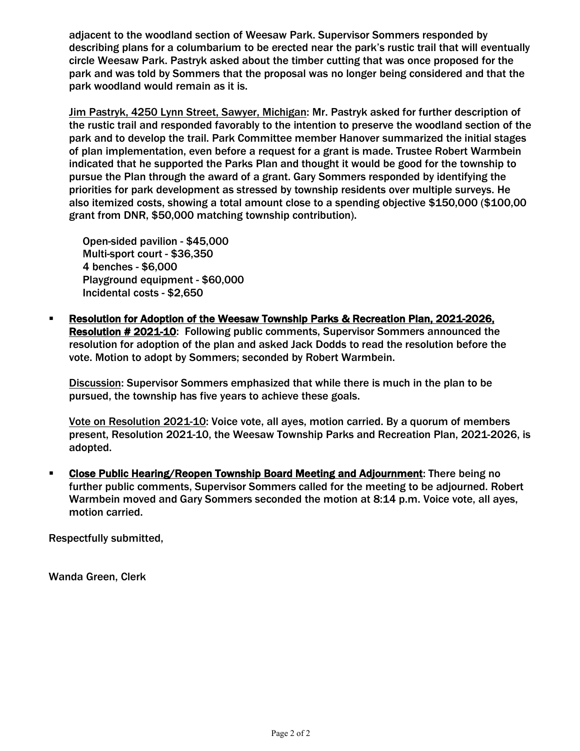adjacent to the woodland section of Weesaw Park. Supervisor Sommers responded by describing plans for a columbarium to be erected near the park's rustic trail that will eventually circle Weesaw Park. Pastryk asked about the timber cutting that was once proposed for the park and was told by Sommers that the proposal was no longer being considered and that the park woodland would remain as it is.

Jim Pastryk, 4250 Lynn Street, Sawyer, Michigan: Mr. Pastryk asked for further description of the rustic trail and responded favorably to the intention to preserve the woodland section of the park and to develop the trail. Park Committee member Hanover summarized the initial stages of plan implementation, even before a request for a grant is made. Trustee Robert Warmbein indicated that he supported the Parks Plan and thought it would be good for the township to pursue the Plan through the award of a grant. Gary Sommers responded by identifying the priorities for park development as stressed by township residents over multiple surveys. He also itemized costs, showing a total amount close to a spending objective $150,000 ($100,00 grant from DNR, $50,000 matching township contribution).

Open-sided pavilion - $45,000
Multi-sport court - $36,350
4 benches - $6,000
Playground equipment - $60,000
Incidental costs - $2,650

- **Resolution for Adoption of the Weesaw Township Parks & Recreation Plan, 2021-2026, Resolution # 2021-10**: Following public comments, Supervisor Sommers announced the resolution for adoption of the plan and asked Jack Dodds to read the resolution before the vote. Motion to adopt by Sommers; seconded by Robert Warmbein.

  Discussion: Supervisor Sommers emphasized that while there is much in the plan to be pursued, the township has five years to achieve these goals.

  Vote on Resolution 2021-10: Voice vote, all ayes, motion carried. By a quorum of members present, Resolution 2021-10, the Weesaw Township Parks and Recreation Plan, 2021-2026, is adopted.

- **Close Public Hearing/Reopen Township Board Meeting and Adjournment**: There being no further public comments, Supervisor Sommers called for the meeting to be adjourned. Robert Warmbein moved and Gary Sommers seconded the motion at 8:14 p.m. Voice vote, all ayes, motion carried.

Respectfully submitted,

Wanda Green, Clerk